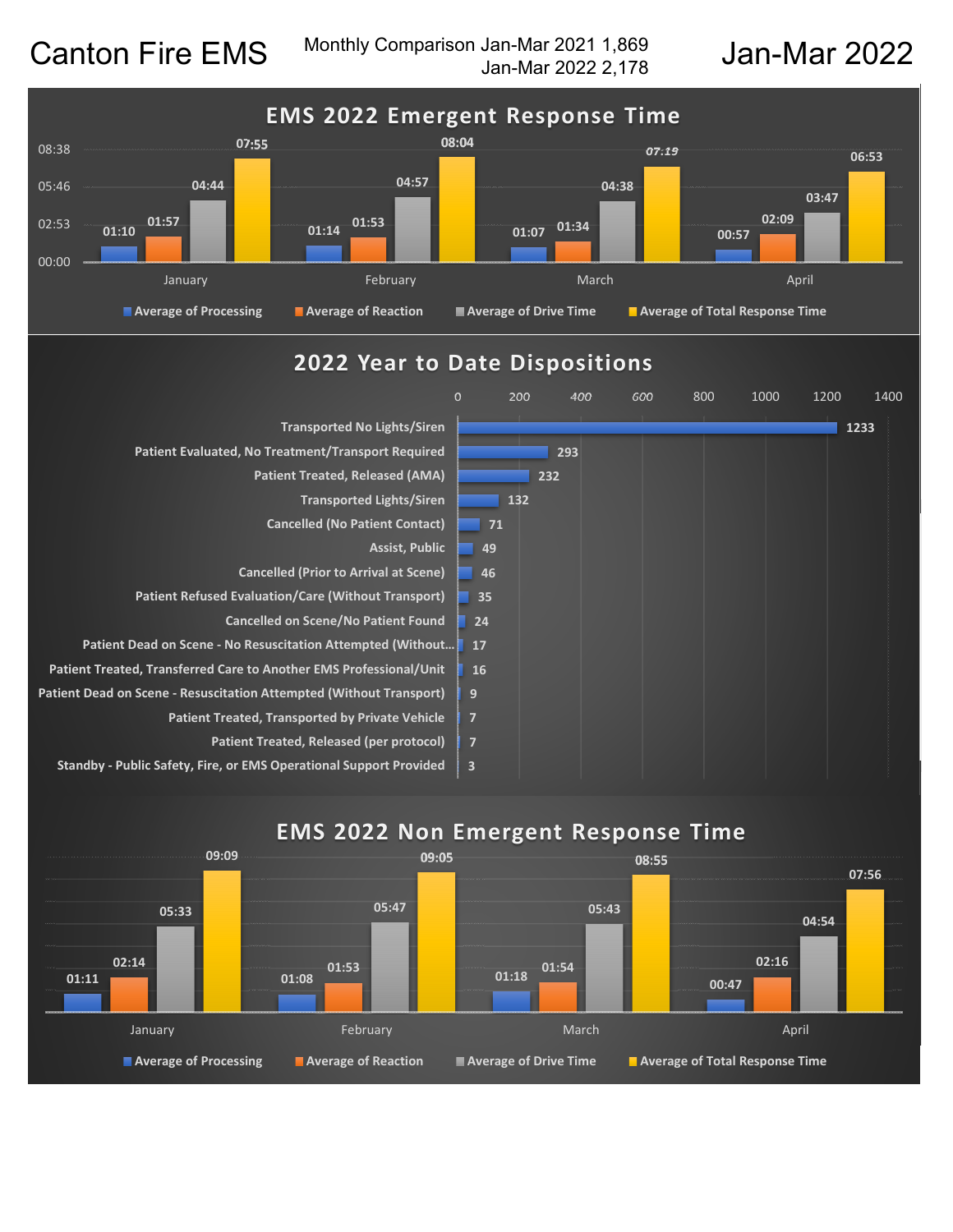# Canton Fire EMS

Monthly Comparison Jan-Mar 2021 1,869
Jan-Mar 2022 2,178

## Jan-Mar 2022

## EMS 2022 Emergent Response Time

| Month | Average of Processing | Average of Reaction | Average of Drive Time | Average of Total Response Time |
|---|---|---|---|---|
| January | 01:10 | 01:57 | 04:44 | 07:55 |
| February | 01:14 | 01:53 | 04:57 | 08:04 |
| March | 01:07 | 01:34 | 04:38 | 07:19 |
| April | 00:57 | 02:09 | 03:47 | 06:53 |

## 2022 Year to Date Dispositions

| Disposition | Count |
|---|---|
| Transported No Lights/Siren | 1233 |
| Patient Evaluated, No Treatment/Transport Required | 293 |
| Patient Treated, Released (AMA) | 232 |
| Transported Lights/Siren | 132 |
| Cancelled (No Patient Contact) | 71 |
| Assist, Public | 49 |
| Cancelled (Prior to Arrival at Scene) | 46 |
| Patient Refused Evaluation/Care (Without Transport) | 35 |
| Cancelled on Scene/No Patient Found | 24 |
| Patient Dead on Scene - No Resuscitation Attempted (Without... | 17 |
| Patient Treated, Transferred Care to Another EMS Professional/Unit | 16 |
| Patient Dead on Scene - Resuscitation Attempted (Without Transport) | 9 |
| Patient Treated, Transported by Private Vehicle | 7 |
| Patient Treated, Released (per protocol) | 7 |
| Standby - Public Safety, Fire, or EMS Operational Support Provided | 3 |

## EMS 2022 Non Emergent Response Time

| Month | Average of Processing | Average of Reaction | Average of Drive Time | Average of Total Response Time |
|---|---|---|---|---|
| January | 01:11 | 02:14 | 05:33 | 09:09 |
| February | 01:08 | 01:53 | 05:47 | 09:05 |
| March | 01:18 | 01:54 | 05:43 | 08:55 |
| April | 00:47 | 02:16 | 04:54 | 07:56 |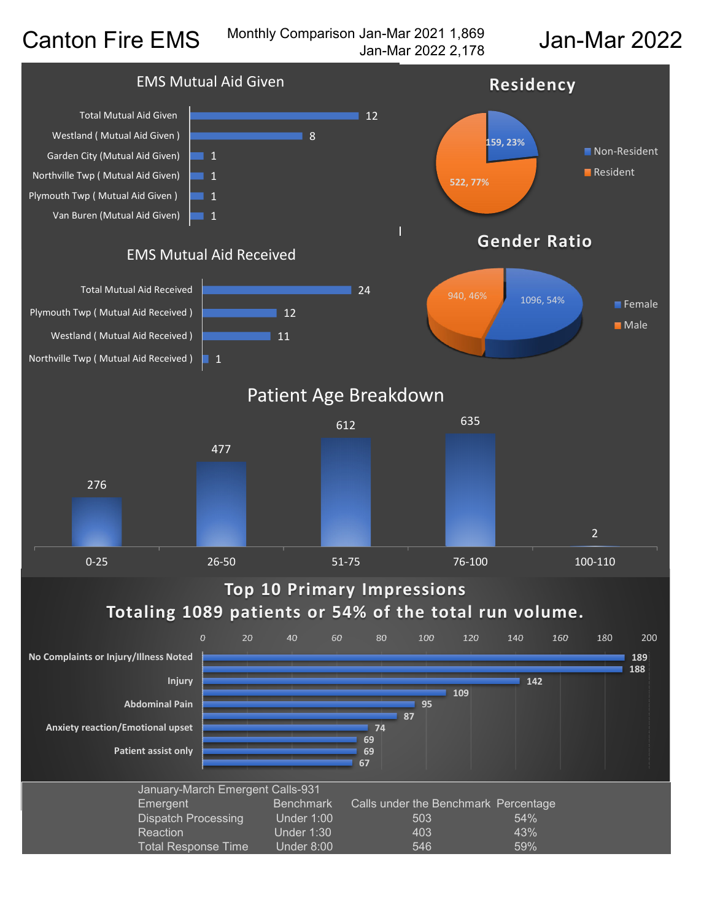# Canton Fire EMS

Monthly Comparison Jan-Mar 2021 1,869
Jan-Mar 2022 2,178

# Jan-Mar 2022

## EMS Mutual Aid Given

Total Mutual Aid Given 12
Westland ( Mutual Aid Given ) 8
Garden City (Mutual Aid Given) 1
Northville Twp ( Mutual Aid Given) 1
Plymouth Twp ( Mutual Aid Given ) 1
Van Buren (Mutual Aid Given) 1

## Residency

159, 23%
522, 77%
Non-Resident
Resident

## EMS Mutual Aid Received

Total Mutual Aid Received 24
Plymouth Twp ( Mutual Aid Received ) 12
Westland ( Mutual Aid Received ) 11
Northville Twp ( Mutual Aid Received ) 1

## Gender Ratio

940, 46%
1096, 54%
Female
Male

## Patient Age Breakdown

0-25: 276
26-50: 477
51-75: 612
76-100: 635
100-110: 2

## Top 10 Primary Impressions
## Totaling 1089 patients or 54% of the total run volume.

0 20 40 60 80 100 120 140 160 180 200

No Complaints or Injury/Illness Noted 189
188
Injury 142
109
Abdominal Pain 95
87
Anxiety reaction/Emotional upset 74
69
Patient assist only 69
67

January-March Emergent Calls-931

| Emergent | Benchmark | Calls under the Benchmark | Percentage |
|---|---|---|---|
| Dispatch Processing | Under 1:00 | 503 | 54% |
| Reaction | Under 1:30 | 403 | 43% |
| Total Response Time | Under 8:00 | 546 | 59% |